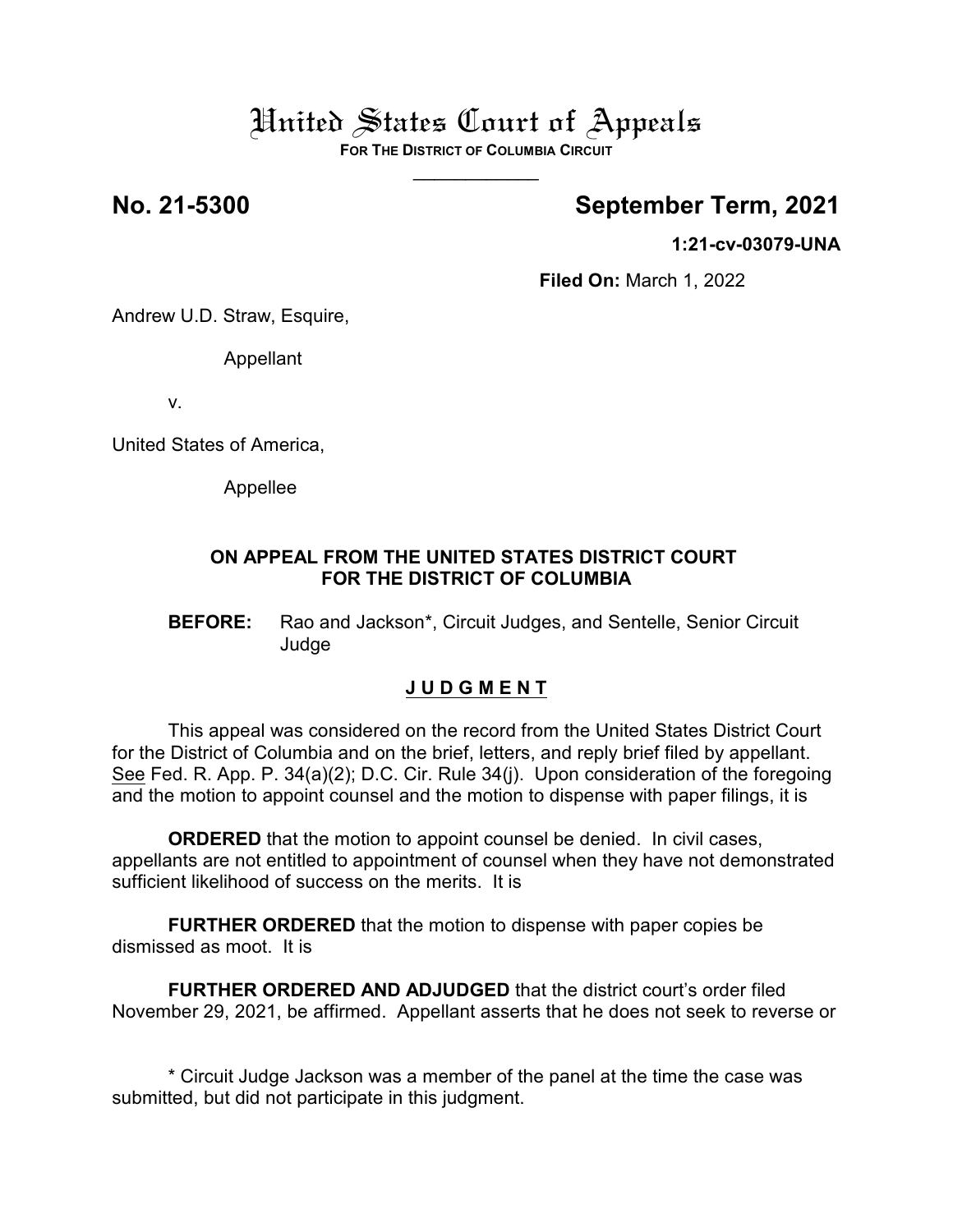# United States Court of Appeals

**FOR THE DISTRICT OF COLUMBIA CIRCUIT**

---

**No. 21-5300** **September Term, 2021**

**1:21-cv-03079-UNA**

**Filed On:** March 1, 2022

Andrew U.D. Straw, Esquire,

Appellant

v.

United States of America,

Appellee

**ON APPEAL FROM THE UNITED STATES DISTRICT COURT FOR THE DISTRICT OF COLUMBIA**

**BEFORE:** Rao and Jackson*, Circuit Judges, and Sentelle, Senior Circuit Judge

**J U D G M E N T**

This appeal was considered on the record from the United States District Court for the District of Columbia and on the brief, letters, and reply brief filed by appellant. See Fed. R. App. P. 34(a)(2); D.C. Cir. Rule 34(j). Upon consideration of the foregoing and the motion to appoint counsel and the motion to dispense with paper filings, it is

**ORDERED** that the motion to appoint counsel be denied. In civil cases, appellants are not entitled to appointment of counsel when they have not demonstrated sufficient likelihood of success on the merits. It is

**FURTHER ORDERED** that the motion to dispense with paper copies be dismissed as moot. It is

**FURTHER ORDERED AND ADJUDGED** that the district court's order filed November 29, 2021, be affirmed. Appellant asserts that he does not seek to reverse or

\* Circuit Judge Jackson was a member of the panel at the time the case was submitted, but did not participate in this judgment.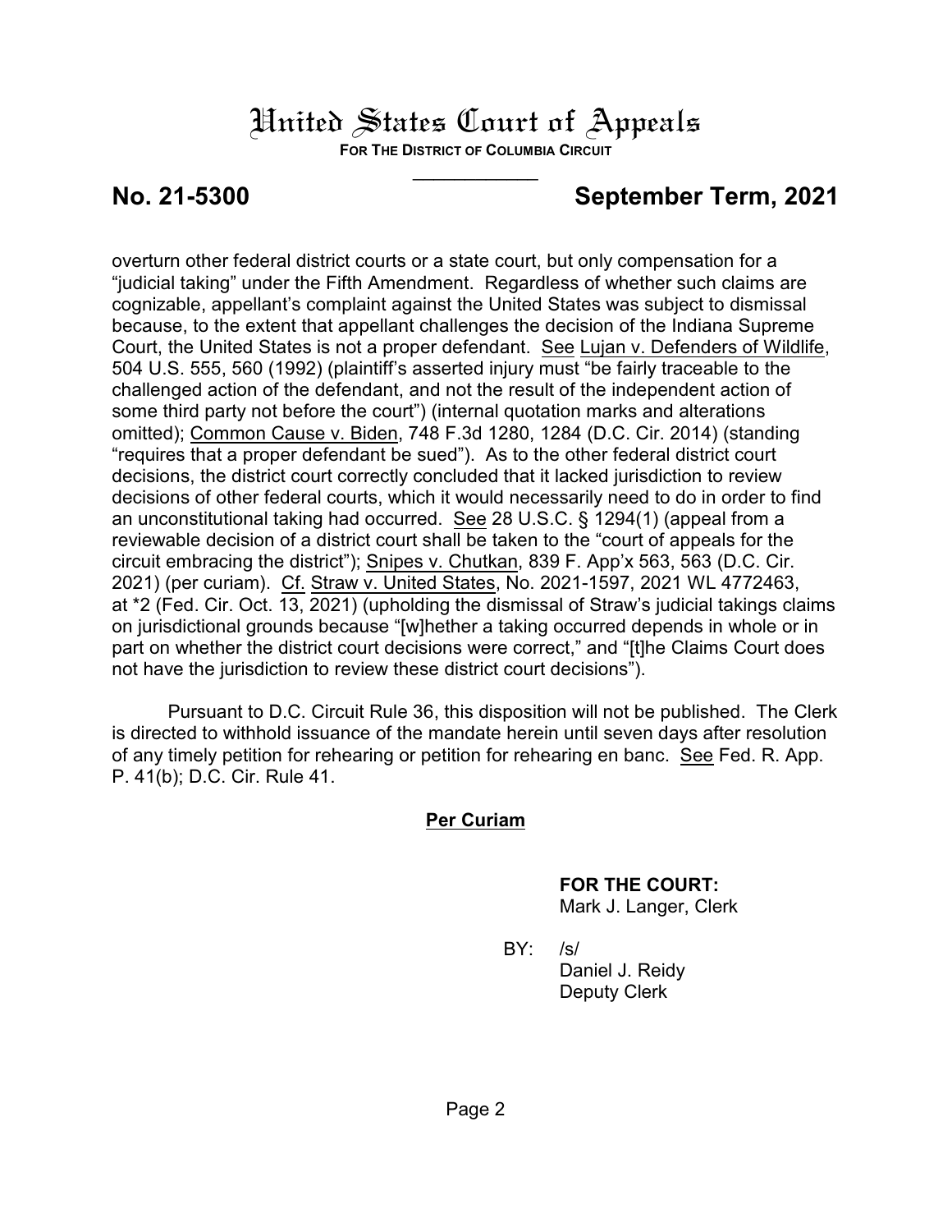overturn other federal district courts or a state court, but only compensation for a "judicial taking" under the Fifth Amendment. Regardless of whether such claims are cognizable, appellant's complaint against the United States was subject to dismissal because, to the extent that appellant challenges the decision of the Indiana Supreme Court, the United States is not a proper defendant. See Lujan v. Defenders of Wildlife, 504 U.S. 555, 560 (1992) (plaintiff's asserted injury must "be fairly traceable to the challenged action of the defendant, and not the result of the independent action of some third party not before the court") (internal quotation marks and alterations omitted); Common Cause v. Biden, 748 F.3d 1280, 1284 (D.C. Cir. 2014) (standing "requires that a proper defendant be sued"). As to the other federal district court decisions, the district court correctly concluded that it lacked jurisdiction to review decisions of other federal courts, which it would necessarily need to do in order to find an unconstitutional taking had occurred. See 28 U.S.C. § 1294(1) (appeal from a reviewable decision of a district court shall be taken to the "court of appeals for the circuit embracing the district"); Snipes v. Chutkan, 839 F. App'x 563, 563 (D.C. Cir. 2021) (per curiam). Cf. Straw v. United States, No. 2021-1597, 2021 WL 4772463, at *2 (Fed. Cir. Oct. 13, 2021) (upholding the dismissal of Straw's judicial takings claims on jurisdictional grounds because "[w]hether a taking occurred depends in whole or in part on whether the district court decisions were correct," and "[t]he Claims Court does not have the jurisdiction to review these district court decisions").

Pursuant to D.C. Circuit Rule 36, this disposition will not be published. The Clerk is directed to withhold issuance of the mandate herein until seven days after resolution of any timely petition for rehearing or petition for rehearing en banc. See Fed. R. App. P. 41(b); D.C. Cir. Rule 41.

**Per Curiam**

**FOR THE COURT:**
Mark J. Langer, Clerk

BY: /s/
Daniel J. Reidy
Deputy Clerk